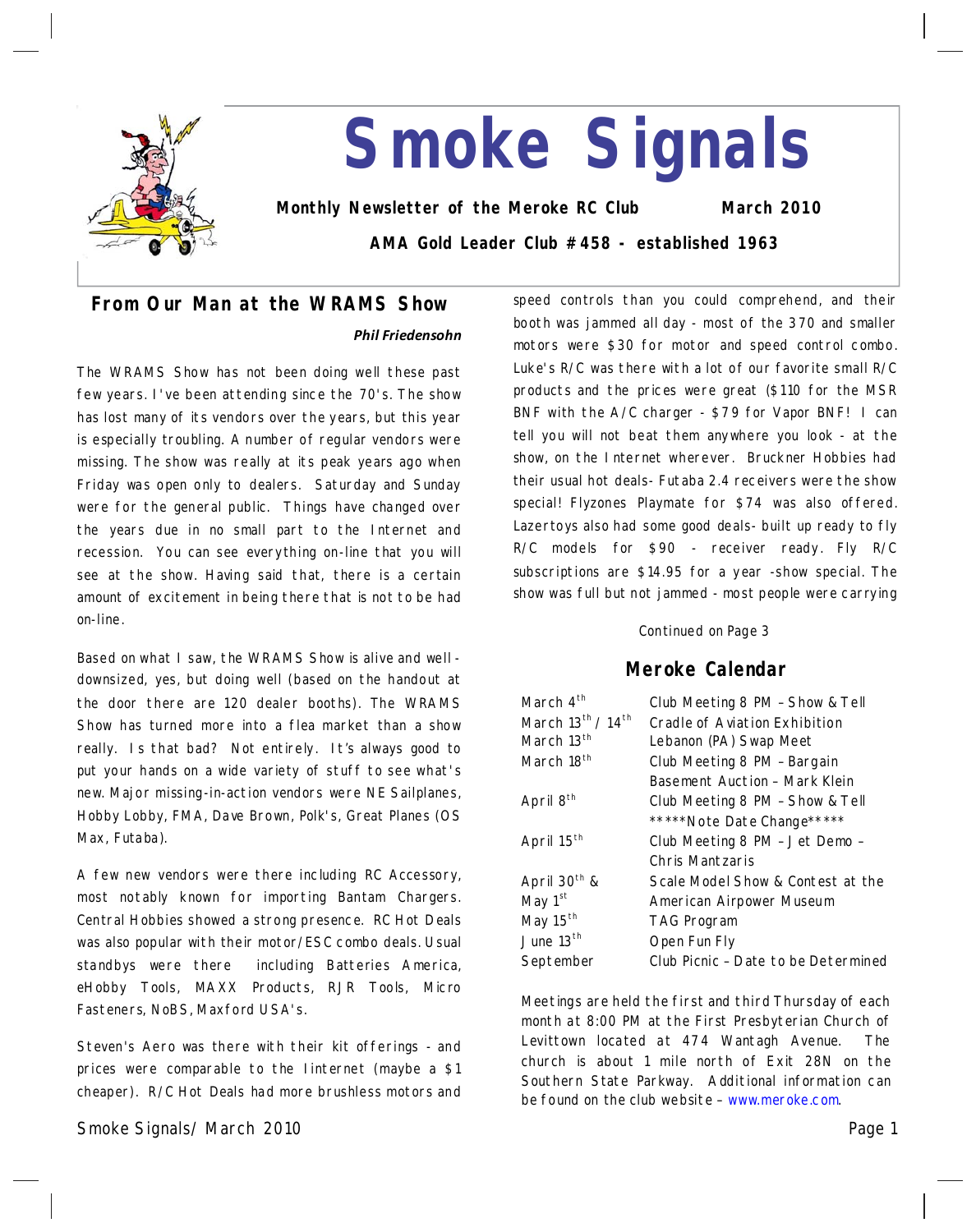# Smoke Signals

**Monthly Newsletter of the Meroke RC Club** **March 2010**

**AMA Gold Leader Club #458 - established 1963**

## From Our Man at the WRAMS Show

***Phil Friedensohn***

The WRAMS Show has not been doing well these past few years. I've been attending since the 70's. The show has lost many of its vendors over the years, but this year is especially troubling. A number of regular vendors were missing. The show was really at its peak years ago when Friday was open only to dealers. Saturday and Sunday were for the general public. Things have changed over the years due in no small part to the Internet and recession. You can see everything on-line that you will see at the show. Having said that, there is a certain amount of excitement in being there that is not to be had on-line.

Based on what I saw, the WRAMS Show is alive and well - downsized, yes, but doing well (based on the handout at the door there are 120 dealer booths). The WRAMS Show has turned more into a flea market than a show really. Is that bad? Not entirely. It's always good to put your hands on a wide variety of stuff to see what's new. Major missing-in-action vendors were NE Sailplanes, Hobby Lobby, FMA, Dave Brown, Polk's, Great Planes (OS Max, Futaba).

A few new vendors were there including RC Accessory, most notably known for importing Bantam Chargers. Central Hobbies showed a strong presence. RC Hot Deals was also popular with their motor/ESC combo deals. Usual standbys were there including Batteries America, eHobby Tools, MAXX Products, RJR Tools, Micro Fasteners, NoBS, Maxford USA's.

Steven's Aero was there with their kit offerings - and prices were comparable to the Iinternet (maybe a $1 cheaper). R/C Hot Deals had more brushless motors and speed controls than you could comprehend, and their booth was jammed all day - most of the 370 and smaller motors were $30 for motor and speed control combo. Luke's R/C was there with a lot of our favorite small R/C products and the prices were great ($110 for the MSR BNF with the A/C charger - $79 for Vapor BNF! I can tell you will not beat them anywhere you look - at the show, on the Internet wherever. Bruckner Hobbies had their usual hot deals- Futaba 2.4 receivers were the show special! Flyzones Playmate for $74 was also offered. Lazertoys also had some good deals- built up ready to fly R/C models for $90 - receiver ready. Fly R/C subscriptions are $14.95 for a year -show special. The show was full but not jammed - most people were carrying

Continued on Page 3

## Meroke Calendar

| | |
|---|---|
| March 4th | Club Meeting 8 PM – Show & Tell |
| March 13th / 14th | Cradle of Aviation Exhibition |
| March 13th | Lebanon (PA) Swap Meet |
| March 18th | Club Meeting 8 PM – Bargain Basement Auction – Mark Klein |
| April 8th | Club Meeting 8 PM – Show & Tell *****Note Date Change***** |
| April 15th | Club Meeting 8 PM – Jet Demo – Chris Mantzaris |
| April 30th & May 1st | Scale Model Show & Contest at the American Airpower Museum |
| May 15th | TAG Program |
| June 13th | Open Fun Fly |
| September | Club Picnic – Date to be Determined |

Meetings are held the first and third Thursday of each month at 8:00 PM at the First Presbyterian Church of Levittown located at 474 Wantagh Avenue. The church is about 1 mile north of Exit 28N on the Southern State Parkway. Additional information can be found on the club website – www.meroke.com.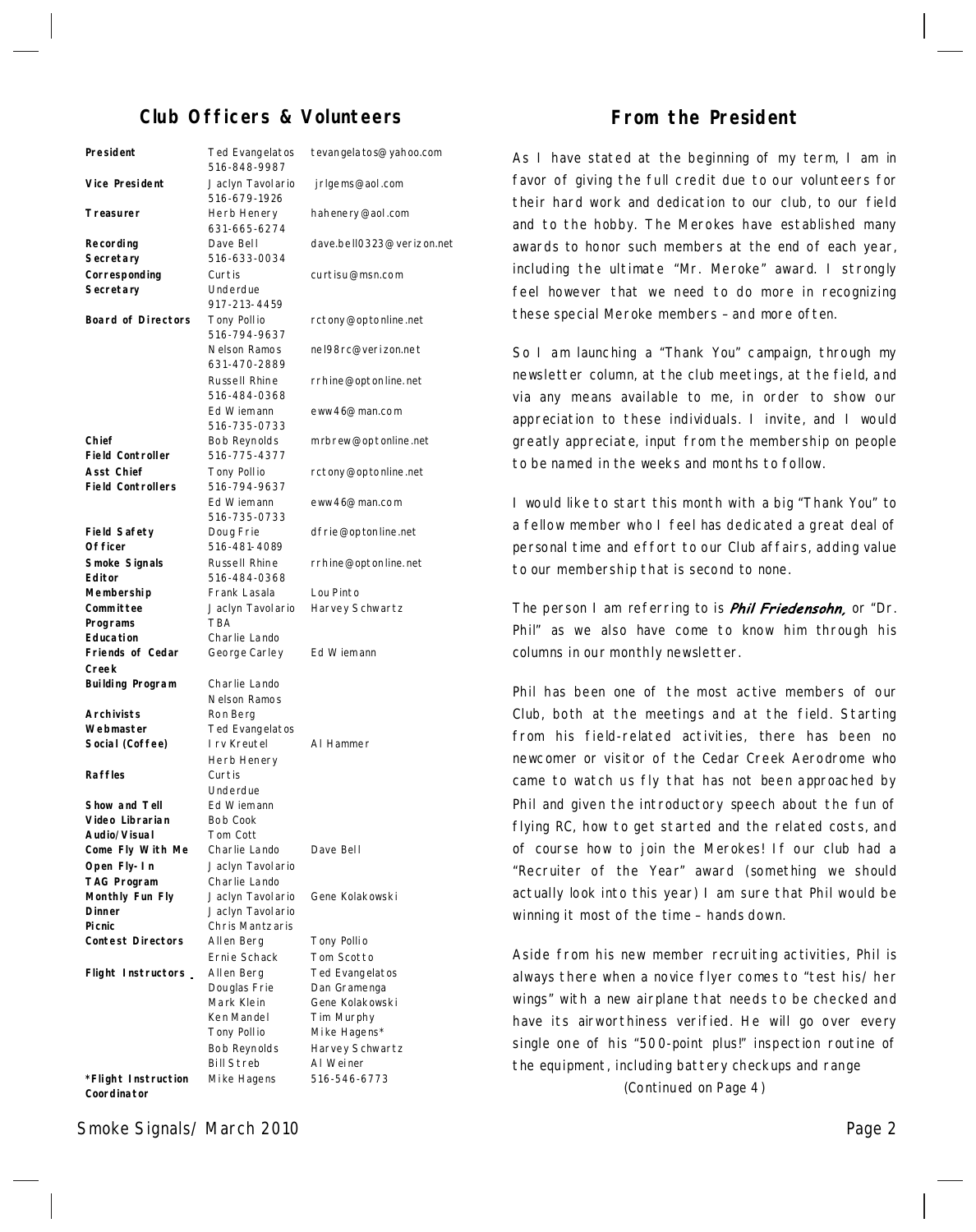## Club Officers & Volunteers

| Role | Name | Contact |
|---|---|---|
| **President** | Ted Evangelatos<br>516-848-9987 | tevangelatos@yahoo.com |
| **Vice President** | Jaclyn Tavolario<br>516-679-1926 | jrlgems@aol.com |
| **Treasurer** | Herb Henery<br>631-665-6274 | hahenery@aol.com |
| **Recording Secretary** | Dave Bell<br>516-633-0034 | dave.bell0323@verizon.net |
| **Corresponding Secretary** | Curtis Underdue<br>917-213-4459 | curtisu@msn.com |
| **Board of Directors** | Tony Pollio<br>516-794-9637 | rctony@optonline.net |
| | Nelson Ramos<br>631-470-2889 | nel98rc@verizon.net |
| | Russell Rhine<br>516-484-0368 | rrhine@optonline.net |
| | Ed Wiemann<br>516-735-0733 | eww46@man.com |
| **Chief Field Controller** | Bob Reynolds<br>516-775-4377 | mrbrew@optonline.net |
| **Asst Chief Field Controllers** | Tony Pollio<br>516-794-9637 | rctony@optonline.net |
| | Ed Wiemann<br>516-735-0733 | eww46@man.com |
| **Field Safety Officer** | Doug Frie<br>516-481-4089 | dfrie@optonline.net |
| **Smoke Signals Editor** | Russell Rhine<br>516-484-0368 | rrhine@optonline.net |
| **Membership Committee** | Frank Lasala<br>Jaclyn Tavolario | Lou Pinto<br>Harvey Schwartz |
| **Programs** | TBA | |
| **Education** | Charlie Lando | |
| **Friends of Cedar Creek** | George Carley | Ed Wiemann |
| **Building Program** | Charlie Lando<br>Nelson Ramos | |
| **Archivists** | Ron Berg | |
| **Webmaster** | Ted Evangelatos | |
| **Social (Coffee)** | Irv Kreutel<br>Herb Henery | Al Hammer |
| **Raffles** | Curtis Underdue | |
| **Show and Tell** | Ed Wiemann | |
| **Video Librarian** | Bob Cook | |
| **Audio/Visual** | Tom Cott | |
| **Come Fly With Me** | Charlie Lando | Dave Bell |
| **Open Fly-In** | Jaclyn Tavolario | |
| **TAG Program** | Charlie Lando | |
| **Monthly Fun Fly** | Jaclyn Tavolario | Gene Kolakowski |
| **Dinner** | Jaclyn Tavolario | |
| **Picnic** | Chris Mantzaris | |
| **Contest Directors** | Allen Berg<br>Ernie Schack | Tony Pollio<br>Tom Scotto |
| **Flight Instructors** | Allen Berg<br>Douglas Frie<br>Mark Klein<br>Ken Mandel<br>Tony Pollio<br>Bob Reynolds<br>Bill Streb | Ted Evangelatos<br>Dan Gramenga<br>Gene Kolakowski<br>Tim Murphy<br>Mike Hagens*<br>Harvey Schwartz<br>Al Weiner |
| **\*Flight Instruction Coordinator** | Mike Hagens | 516-546-6773 |

## From the President

As I have stated at the beginning of my term, I am in favor of giving the full credit due to our volunteers for their hard work and dedication to our club, to our field and to the hobby. The Merokes have established many awards to honor such members at the end of each year, including the ultimate "Mr. Meroke" award. I strongly feel however that we need to do more in recognizing these special Meroke members – and more often.

So I am launching a "Thank You" campaign, through my newsletter column, at the club meetings, at the field, and via any means available to me, in order to show our appreciation to these individuals. I invite, and I would greatly appreciate, input from the membership on people to be named in the weeks and months to follow.

I would like to start this month with a big "Thank You" to a fellow member who I feel has dedicated a great deal of personal time and effort to our Club affairs, adding value to our membership that is second to none.

The person I am referring to is ***Phil Friedensohn,*** or "Dr. Phil" as we also have come to know him through his columns in our monthly newsletter.

Phil has been one of the most active members of our Club, both at the meetings and at the field. Starting from his field-related activities, there has been no newcomer or visitor of the Cedar Creek Aerodrome who came to watch us fly that has not been approached by Phil and given the introductory speech about the fun of flying RC, how to get started and the related costs, and of course how to join the Merokes! If our club had a "Recruiter of the Year" award (something we should actually look into this year) I am sure that Phil would be winning it most of the time – hands down.

Aside from his new member recruiting activities, Phil is always there when a novice flyer comes to "test his/her wings" with a new airplane that needs to be checked and have its airworthiness verified. He will go over every single one of his "500-point plus!" inspection routine of the equipment, including battery checkups and range

(Continued on Page 4)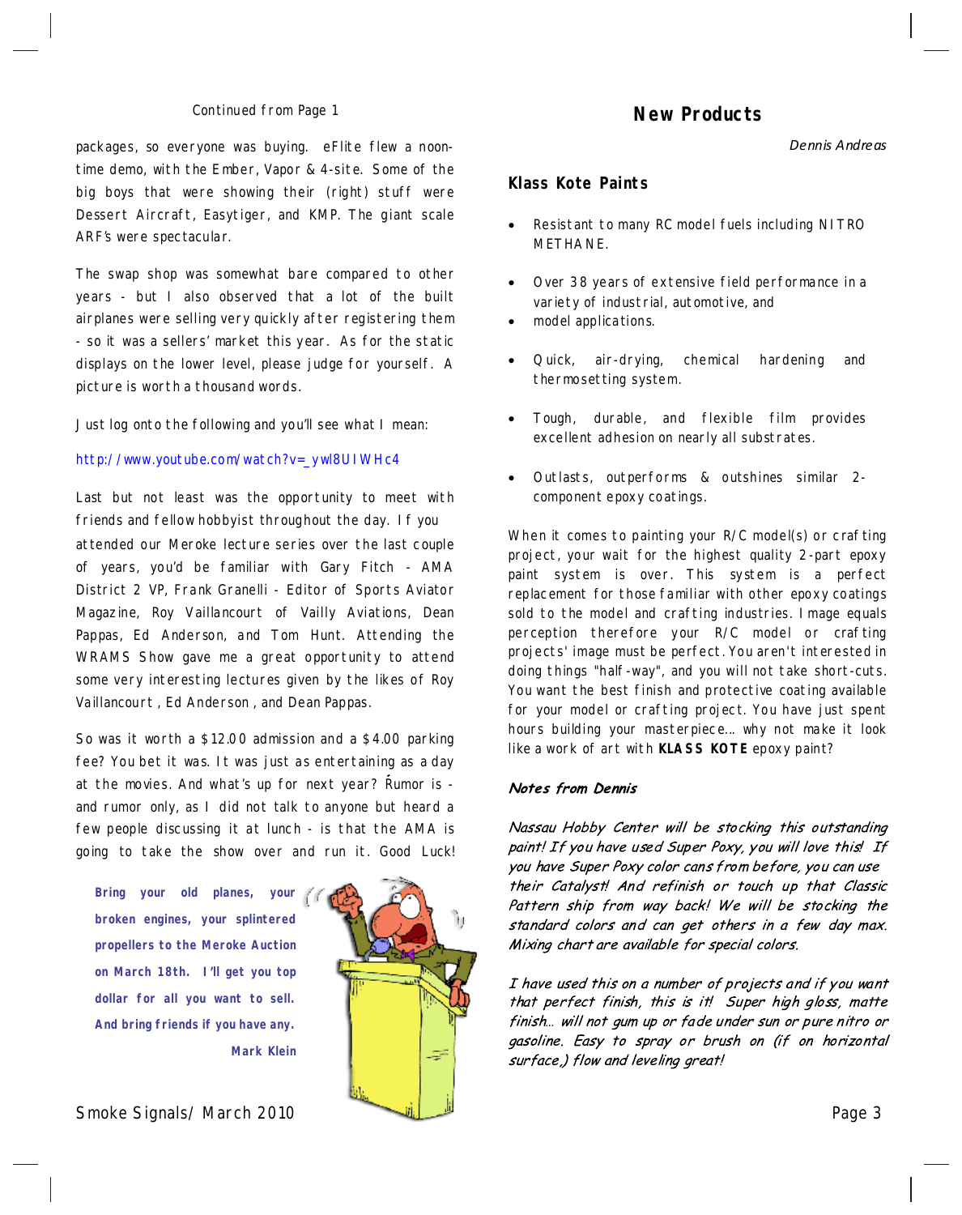Continued from Page 1

packages, so everyone was buying. eFlite flew a noon-time demo, with the Ember, Vapor & 4-site. Some of the big boys that were showing their (right) stuff were Dessert Aircraft, Easytiger, and KMP. The giant scale ARF's were spectacular.

The swap shop was somewhat bare compared to other years - but I also observed that a lot of the built airplanes were selling very quickly after registering them - so it was a sellers' market this year. As for the static displays on the lower level, please judge for yourself. A picture is worth a thousand words.

Just log onto the following and you'll see what I mean:

http://www.youtube.com/watch?v=_ywl8UIWHc4

Last but not least was the opportunity to meet with friends and fellow hobbyist throughout the day. If you attended our Meroke lecture series over the last couple of years, you'd be familiar with Gary Fitch - AMA District 2 VP, Frank Granelli - Editor of Sports Aviator Magazine, Roy Vaillancourt of Vailly Aviations, Dean Pappas, Ed Anderson, and Tom Hunt. Attending the WRAMS Show gave me a great opportunity to attend some very interesting lectures given by the likes of Roy Vaillancourt , Ed Anderson , and Dean Pappas.

So was it worth a $12.00 admission and a $4.00 parking fee? You bet it was. It was just as entertaining as a day at the movies. And what's up for next year? Rumor is - and rumor only, as I did not talk to anyone but heard a few people discussing it at lunch - is that the AMA is going to take the show over and run it. Good Luck!

**Bring your old planes, your broken engines, your splintered propellers to the Meroke Auction on March 18th. I'll get you top dollar for all you want to sell. And bring friends if you have any.**

**Mark Klein**

## New Products

*Dennis Andreas*

### Klass Kote Paints

- Resistant to many RC model fuels including NITRO METHANE.
- Over 38 years of extensive field performance in a variety of industrial, automotive, and
- model applications.
- Quick, air-drying, chemical hardening and thermosetting system.
- Tough, durable, and flexible film provides excellent adhesion on nearly all substrates.
- Outlasts, outperforms & outshines similar 2-component epoxy coatings.

When it comes to painting your R/C model(s) or crafting project, your wait for the highest quality 2-part epoxy paint system is over. This system is a perfect replacement for those familiar with other epoxy coatings sold to the model and crafting industries. Image equals perception therefore your R/C model or crafting projects' image must be perfect. You aren't interested in doing things "half-way", and you will not take short-cuts. You want the best finish and protective coating available for your model or crafting project. You have just spent hours building your masterpiece... why not make it look like a work of art with **KLASS KOTE** epoxy paint?

***Notes from Dennis***

*Nassau Hobby Center will be stocking this outstanding paint! If you have used Super Poxy, you will love this! If you have Super Poxy color cans from before, you can use their Catalyst! And refinish or touch up that Classic Pattern ship from way back! We will be stocking the standard colors and can get others in a few day max. Mixing chart are available for special colors.*

*I have used this on a number of projects and if you want that perfect finish, this is it! Super high gloss, matte finish... will not gum up or fade under sun or pure nitro or gasoline. Easy to spray or brush on (if on horizontal surface,) flow and leveling great!*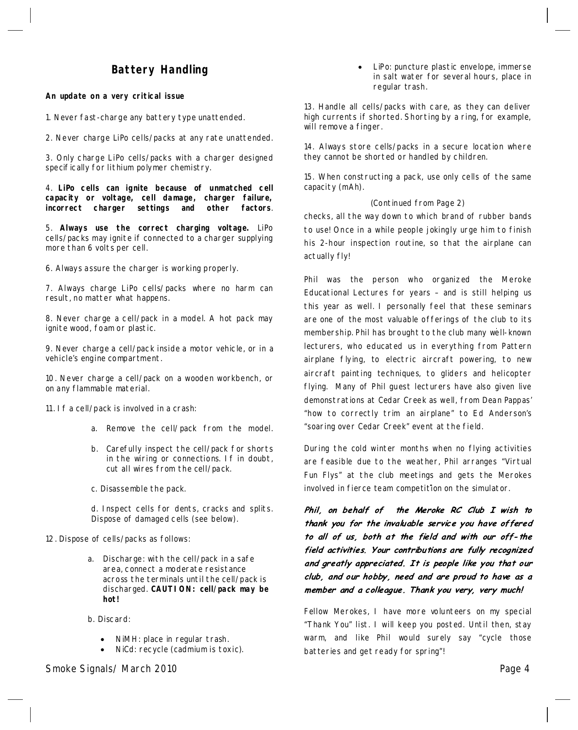## Battery Handling

***An update on a very critical issue***

1. Never fast-charge any battery type unattended.

2. Never charge LiPo cells/packs at any rate unattended.

3. Only charge LiPo cells/packs with a charger designed specifically for lithium polymer chemistry.

4. **LiPo cells can ignite because of unmatched cell capacity or voltage, cell damage, charger failure, incorrect charger settings and other factors**.

5. **Always use the correct charging voltage.** LiPo cells/packs may ignite if connected to a charger supplying more than 6 volts per cell.

6. Always assure the charger is working properly.

7. Always charge LiPo cells/packs where no harm can result, no matter what happens.

8. Never charge a cell/pack in a model. A hot pack may ignite wood, foam or plastic.

9. Never charge a cell/pack inside a motor vehicle, or in a vehicle's engine compartment.

10. Never charge a cell/pack on a wooden workbench, or on any flammable material.

11. If a cell/pack is involved in a crash:

   a. Remove the cell/pack from the model.

   b. Carefully inspect the cell/pack for shorts in the wiring or connections. If in doubt, cut all wires from the cell/pack.

   c. Disassemble the pack.

   d. Inspect cells for dents, cracks and splits. Dispose of damaged cells (see below).

12. Dispose of cells/packs as follows:

   a. Discharge: with the cell/pack in a safe area, connect a moderate resistance across the terminals until the cell/pack is discharged. **CAUTION: cell/pack may be hot!**

   b. Discard:

   - NiMH: place in regular trash.
   - NiCd: recycle (cadmium is toxic).
   - LiPo: puncture plastic envelope, immerse in salt water for several hours, place in regular trash.

13. Handle all cells/packs with care, as they can deliver high currents if shorted. Shorting by a ring, for example, will remove a finger.

14. Always store cells/packs in a secure location where they cannot be shorted or handled by children.

15. When constructing a pack, use only cells of the same capacity (mAh).

(Continued from Page 2)

checks, all the way down to which brand of rubber bands to use! Once in a while people jokingly urge him to finish his 2-hour inspection routine, so that the airplane can actually fly!

Phil was the person who organized the Meroke Educational Lectures for years – and is still helping us this year as well. I personally feel that these seminars are one of the most valuable offerings of the club to its membership. Phil has brought to the club many well-known lecturers, who educated us in everything from Pattern airplane flying, to electric aircraft powering, to new aircraft painting techniques, to gliders and helicopter flying. Many of Phil guest lecturers have also given live demonstrations at Cedar Creek as well, from Dean Pappas' "how to correctly trim an airplane" to Ed Anderson's "soaring over Cedar Creek" event at the field.

During the cold winter months when no flying activities are feasible due to the weather, Phil arranges "Virtual Fun Flys" at the club meetings and gets the Merokes involved in fierce team competition on the simulator.

***Phil, on behalf of the Meroke RC Club I wish to thank you for the invaluable service you have offered to all of us, both at the field and with our off-the field activities. Your contributions are fully recognized and greatly appreciated. It is people like you that our club, and our hobby, need and are proud to have as a member and a colleague. Thank you very, very much!***

Fellow Merokes, I have more volunteers on my special "Thank You" list. I will keep you posted. Until then, stay warm, and like Phil would surely say "cycle those batteries and get ready for spring"!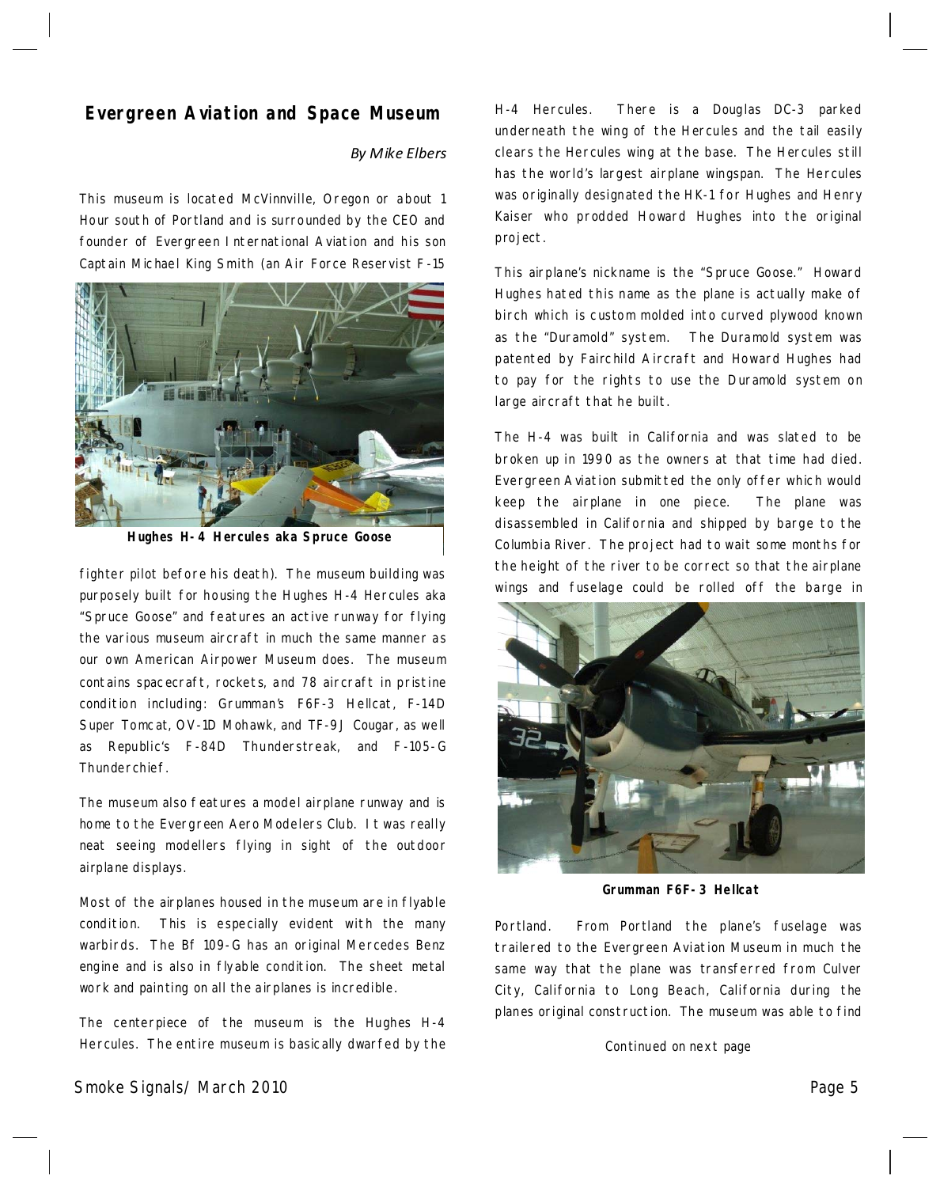## Evergreen Aviation and Space Museum

*By Mike Elbers*

This museum is located McVinnville, Oregon or about 1 Hour south of Portland and is surrounded by the CEO and founder of Evergreen International Aviation and his son Captain Michael King Smith (an Air Force Reservist F-15 fighter pilot before his death). The museum building was purposely built for housing the Hughes H-4 Hercules aka "Spruce Goose" and features an active runway for flying the various museum aircraft in much the same manner as our own American Airpower Museum does. The museum contains spacecraft, rockets, and 78 aircraft in pristine condition including: Grumman's F6F-3 Hellcat, F-14D Super Tomcat, OV-1D Mohawk, and TF-9J Cougar, as well as Republic's F-84D Thunderstreak, and F-105-G Thunderchief.

**Hughes H-4 Hercules aka Spruce Goose**

The museum also features a model airplane runway and is home to the Evergreen Aero Modelers Club. It was really neat seeing modellers flying in sight of the outdoor airplane displays.

Most of the airplanes housed in the museum are in flyable condition. This is especially evident with the many warbirds. The Bf 109-G has an original Mercedes Benz engine and is also in flyable condition. The sheet metal work and painting on all the airplanes is incredible.

The centerpiece of the museum is the Hughes H-4 Hercules. The entire museum is basically dwarfed by the H-4 Hercules. There is a Douglas DC-3 parked underneath the wing of the Hercules and the tail easily clears the Hercules wing at the base. The Hercules still has the world's largest airplane wingspan. The Hercules was originally designated the HK-1 for Hughes and Henry Kaiser who prodded Howard Hughes into the original project.

This airplane's nickname is the "Spruce Goose." Howard Hughes hated this name as the plane is actually make of birch which is custom molded into curved plywood known as the "Duramold" system. The Duramold system was patented by Fairchild Aircraft and Howard Hughes had to pay for the rights to use the Duramold system on large aircraft that he built.

The H-4 was built in California and was slated to be broken up in 1990 as the owners at that time had died. Evergreen Aviation submitted the only offer which would keep the airplane in one piece. The plane was disassembled in California and shipped by barge to the Columbia River. The project had to wait some months for the height of the river to be correct so that the airplane wings and fuselage could be rolled off the barge in Portland. From Portland the plane's fuselage was trailered to the Evergreen Aviation Museum in much the same way that the plane was transferred from Culver City, California to Long Beach, California during the planes original construction. The museum was able to find

**Grumman F6F-3 Hellcat**

Continued on next page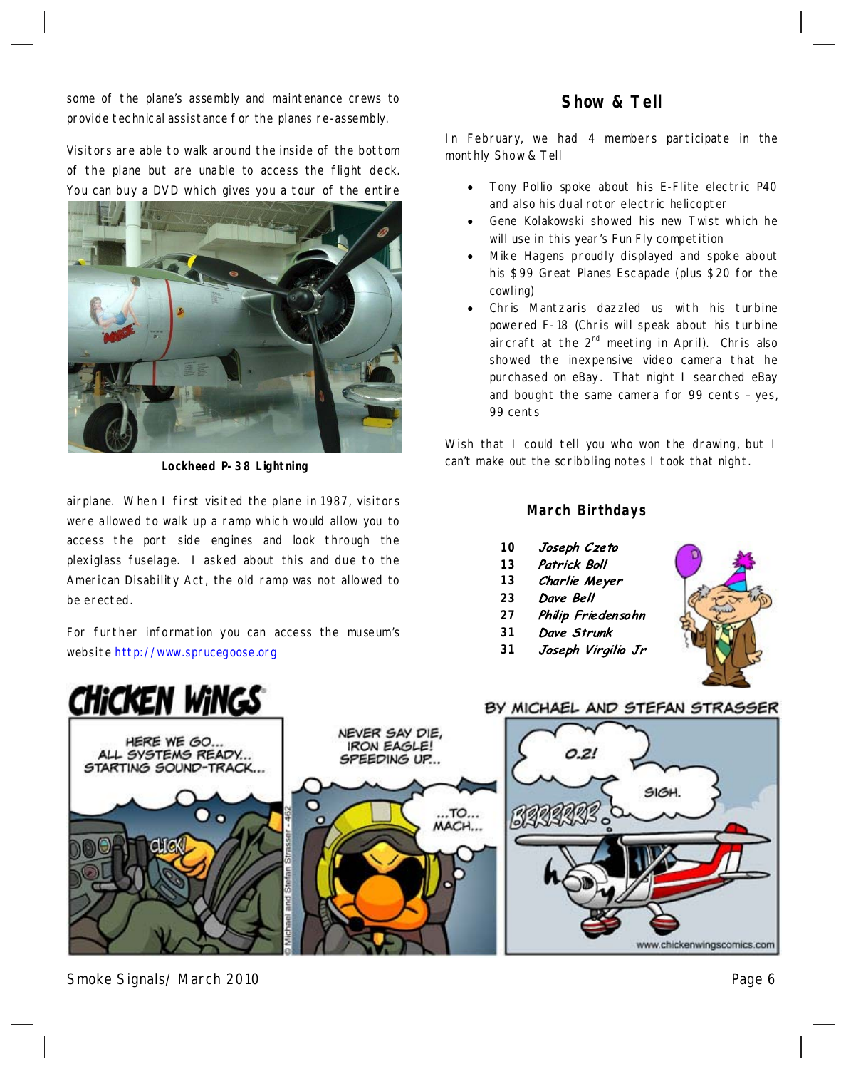some of the plane's assembly and maintenance crews to provide technical assistance for the planes re-assembly.

Visitors are able to walk around the inside of the bottom of the plane but are unable to access the flight deck. You can buy a DVD which gives you a tour of the entire airplane. When I first visited the plane in 1987, visitors were allowed to walk up a ramp which would allow you to access the port side engines and look through the plexiglass fuselage. I asked about this and due to the American Disability Act, the old ramp was not allowed to be erected.

**Lockheed P-38 Lightning**

For further information you can access the museum's website http://www.sprucegoose.org

## Show & Tell

In February, we had 4 members participate in the monthly Show & Tell

- Tony Pollio spoke about his E-Flite electric P40 and also his dual rotor electric helicopter
- Gene Kolakowski showed his new Twist which he will use in this year's Fun Fly competition
- Mike Hagens proudly displayed and spoke about his $99 Great Planes Escapade (plus $20 for the cowling)
- Chris Mantzaris dazzled us with his turbine powered F-18 (Chris will speak about his turbine aircraft at the 2nd meeting in April). Chris also showed the inexpensive video camera that he purchased on eBay. That night I searched eBay and bought the same camera for 99 cents – yes, 99 cents

Wish that I could tell you who won the drawing, but I can't make out the scribbling notes I took that night.

### March Birthdays

| | |
|---|---|
| **10** | *Joseph Czeto* |
| **13** | *Patrick Boll* |
| **13** | *Charlie Meyer* |
| **23** | *Dave Bell* |
| **27** | *Philip Friedensohn* |
| **31** | *Dave Strunk* |
| **31** | *Joseph Virgilio Jr* |